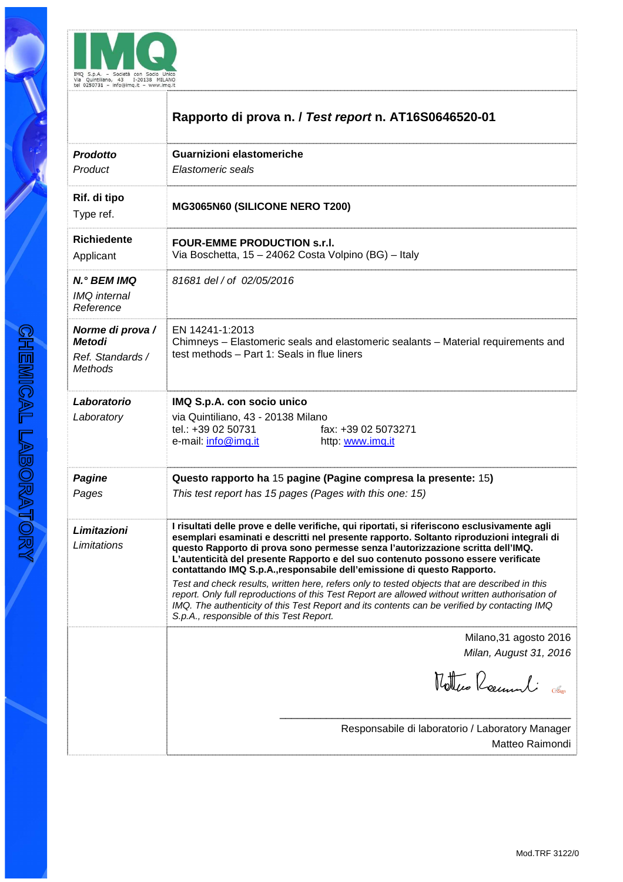IMQ S.p.A. – Società con Socio Unico
Via Quintiliano, 43 I-20138 MILANO
tel 0250731 – info@imq.it – www.imq.it

CHEMICAL LABORATORY

# Rapporto di prova n. / *Test report* n. AT16S0646520-01

| | |
|---|---|
| ***Prodotto***<br>*Product* | **Guarnizioni elastomeriche**<br>*Elastomeric seals* |
| **Rif. di tipo**<br>Type ref. | **MG3065N60 (SILICONE NERO T200)** |
| **Richiedente**<br>Applicant | **FOUR-EMME PRODUCTION s.r.l.**<br>Via Boschetta, 15 – 24062 Costa Volpino (BG) – Italy |
| ***N.° BEM IMQ***<br>*IMQ internal Reference* | *81681 del / of 02/05/2016* |
| ***Norme di prova / Metodi***<br>*Ref. Standards / Methods* | EN 14241-1:2013<br>Chimneys – Elastomeric seals and elastomeric sealants – Material requirements and test methods – Part 1: Seals in flue liners |
| ***Laboratorio***<br>*Laboratory* | **IMQ S.p.A. con socio unico**<br>via Quintiliano, 43 - 20138 Milano<br>tel.: +39 02 50731 fax: +39 02 5073271<br>e-mail: info@imq.it http: www.imq.it |
| ***Pagine***<br>*Pages* | **Questo rapporto ha** 15 **pagine (Pagine compresa la presente:** 15**)**<br>*This test report has 15 pages (Pages with this one: 15)* |
| ***Limitazioni***<br>*Limitations* | **I risultati delle prove e delle verifiche, qui riportati, si riferiscono esclusivamente agli esemplari esaminati e descritti nel presente rapporto. Soltanto riproduzioni integrali di questo Rapporto di prova sono permesse senza l'autorizzazione scritta dell'IMQ. L'autenticità del presente Rapporto e del suo contenuto possono essere verificate contattando IMQ S.p.A.,responsabile dell'emissione di questo Rapporto.**<br>*Test and check results, written here, refers only to tested objects that are described in this report. Only full reproductions of this Test Report are allowed without written authorisation of IMQ. The authenticity of this Test Report and its contents can be verified by contacting IMQ S.p.A., responsible of this Test Report.* |

Milano,31 agosto 2016
*Milan, August 31, 2016*

Responsabile di laboratorio / Laboratory Manager
Matteo Raimondi

Mod.TRF 3122/0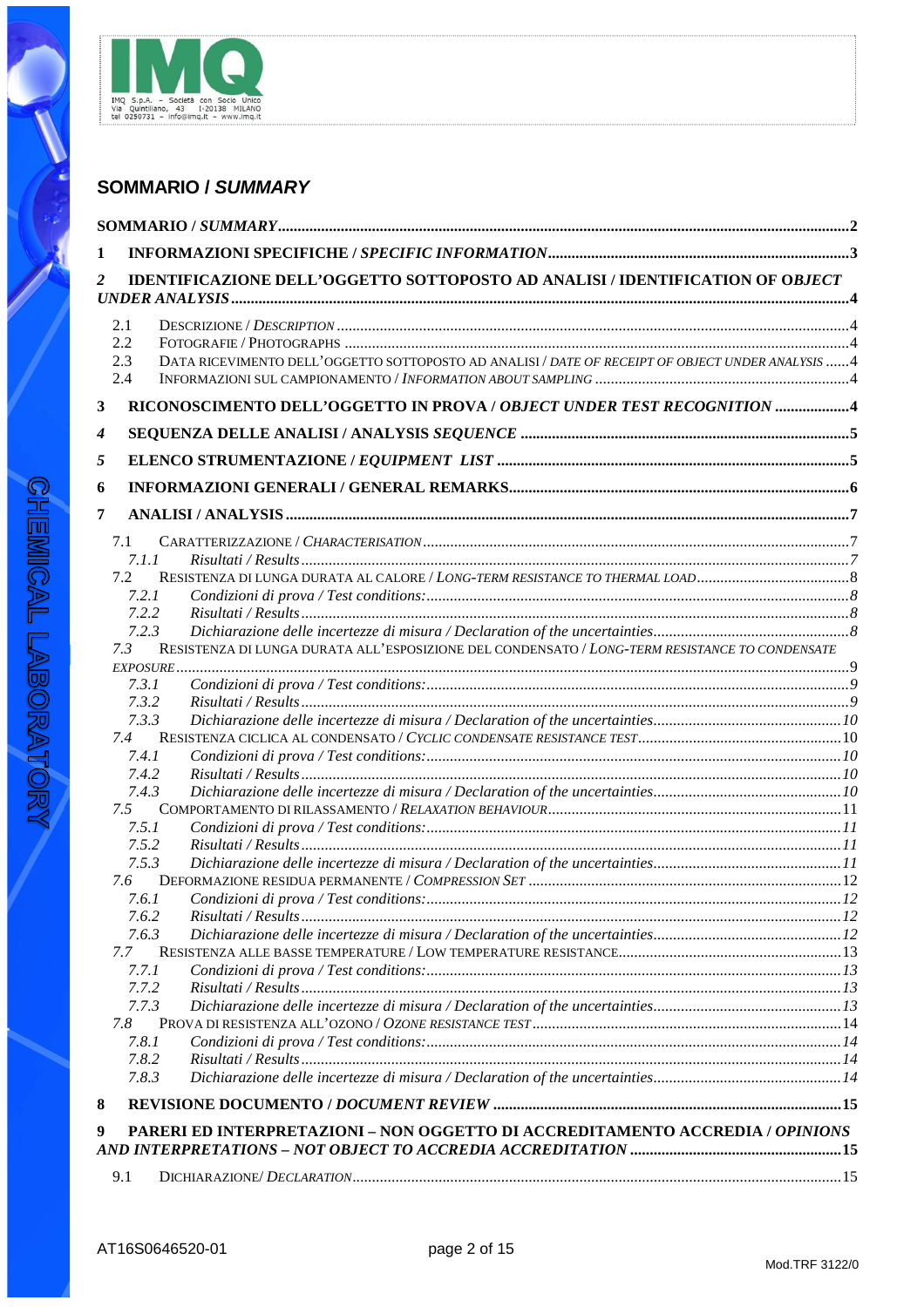## SOMMARIO / *SUMMARY*

SOMMARIO / *SUMMARY* ....................................................................................................................... 2

**1 INFORMAZIONI SPECIFICHE / *SPECIFIC INFORMATION*** ......................................................................... 3

***2* IDENTIFICAZIONE DELL'OGGETTO SOTTOPOSTO AD ANALISI / IDENTIFICATION OF O*BJECT UNDER ANALYSIS*** ........................................................................................................................................... 4

- 2.1 DESCRIZIONE / *DESCRIPTION* ................................................................................................................. 4
- 2.2 FOTOGRAFIE / PHOTOGRAPHS ................................................................................................................. 4
- 2.3 DATA RICEVIMENTO DELL'OGGETTO SOTTOPOSTO AD ANALISI / *DATE OF RECEIPT OF OBJECT UNDER ANALYSIS* ...... 4
- 2.4 INFORMAZIONI SUL CAMPIONAMENTO / *INFORMATION ABOUT SAMPLING* ................................................ 4

**3 RICONOSCIMENTO DELL'OGGETTO IN PROVA / *OBJECT UNDER TEST RECOGNITION*** ................... 4

***4* SEQUENZA DELLE ANALISI / ANALYSIS *SEQUENCE*** ...................................................................... 5

***5* ELENCO STRUMENTAZIONE / *EQUIPMENT LIST*** ........................................................................... 5

**6 INFORMAZIONI GENERALI / GENERAL REMARKS** ............................................................................. 6

**7 ANALISI / ANALYSIS** ............................................................................................................................. 7

- 7.1 CARATTERIZZAZIONE / *CHARACTERISATION* ........................................................................................ 7
  - *7.1.1 Risultati / Results* .......................................................................................................................... 7
- 7.2 RESISTENZA DI LUNGA DURATA AL CALORE / *LONG-TERM RESISTANCE TO THERMAL LOAD* ....................... 8
  - *7.2.1 Condizioni di prova / Test conditions:* .............................................................................................. 8
  - *7.2.2 Risultati / Results* .......................................................................................................................... 8
  - *7.2.3 Dichiarazione delle incertezze di misura / Declaration of the uncertainties* ............................................ 8
- *7.3* RESISTENZA DI LUNGA DURATA ALL'ESPOSIZIONE DEL CONDENSATO / *LONG-TERM RESISTANCE TO CONDENSATE EXPOSURE* ........................................................................................................................................ 9
  - *7.3.1 Condizioni di prova / Test conditions:* .............................................................................................. 9
  - *7.3.2 Risultati / Results* .......................................................................................................................... 9
  - *7.3.3 Dichiarazione delle incertezze di misura / Declaration of the uncertainties* ........................................... 10
- *7.4* RESISTENZA CICLICA AL CONDENSATO / *CYCLIC CONDENSATE RESISTANCE TEST* ........................................ 10
  - *7.4.1 Condizioni di prova / Test conditions:* ............................................................................................. 10
  - *7.4.2 Risultati / Results* ......................................................................................................................... 10
  - *7.4.3 Dichiarazione delle incertezze di misura / Declaration of the uncertainties* ........................................... 10
- *7.5* COMPORTAMENTO DI RILASSAMENTO / *RELAXATION BEHAVIOUR* ......................................................... 11
  - *7.5.1 Condizioni di prova / Test conditions:* ............................................................................................. 11
  - *7.5.2 Risultati / Results* ......................................................................................................................... 11
  - *7.5.3 Dichiarazione delle incertezze di misura / Declaration of the uncertainties* ........................................... 11
- *7.6* DEFORMAZIONE RESIDUA PERMANENTE / *COMPRESSION SET* ............................................................ 12
  - *7.6.1 Condizioni di prova / Test conditions:* ............................................................................................. 12
  - *7.6.2 Risultati / Results* ......................................................................................................................... 12
  - *7.6.3 Dichiarazione delle incertezze di misura / Declaration of the uncertainties* ........................................... 12
- *7.7* RESISTENZA ALLE BASSE TEMPERATURE / LOW TEMPERATURE RESISTANCE .............................................. 13
  - *7.7.1 Condizioni di prova / Test conditions:* ............................................................................................. 13
  - *7.7.2 Risultati / Results* ......................................................................................................................... 13
  - *7.7.3 Dichiarazione delle incertezze di misura / Declaration of the uncertainties* ........................................... 13
- *7.8* PROVA DI RESISTENZA ALL'OZONO / *OZONE RESISTANCE TEST* ............................................................. 14
  - *7.8.1 Condizioni di prova / Test conditions:* ............................................................................................. 14
  - *7.8.2 Risultati / Results* ......................................................................................................................... 14
  - *7.8.3 Dichiarazione delle incertezze di misura / Declaration of the uncertainties* ........................................... 14

**8 REVISIONE DOCUMENTO / *DOCUMENT REVIEW*** ............................................................................. 15

**9 PARERI ED INTERPRETAZIONI – NON OGGETTO DI ACCREDITAMENTO ACCREDIA / *OPINIONS AND INTERPRETATIONS – NOT OBJECT TO ACCREDIA ACCREDITATION*** ................................................... 15

- 9.1 DICHIARAZIONE/ *DECLARATION* ............................................................................................................ 15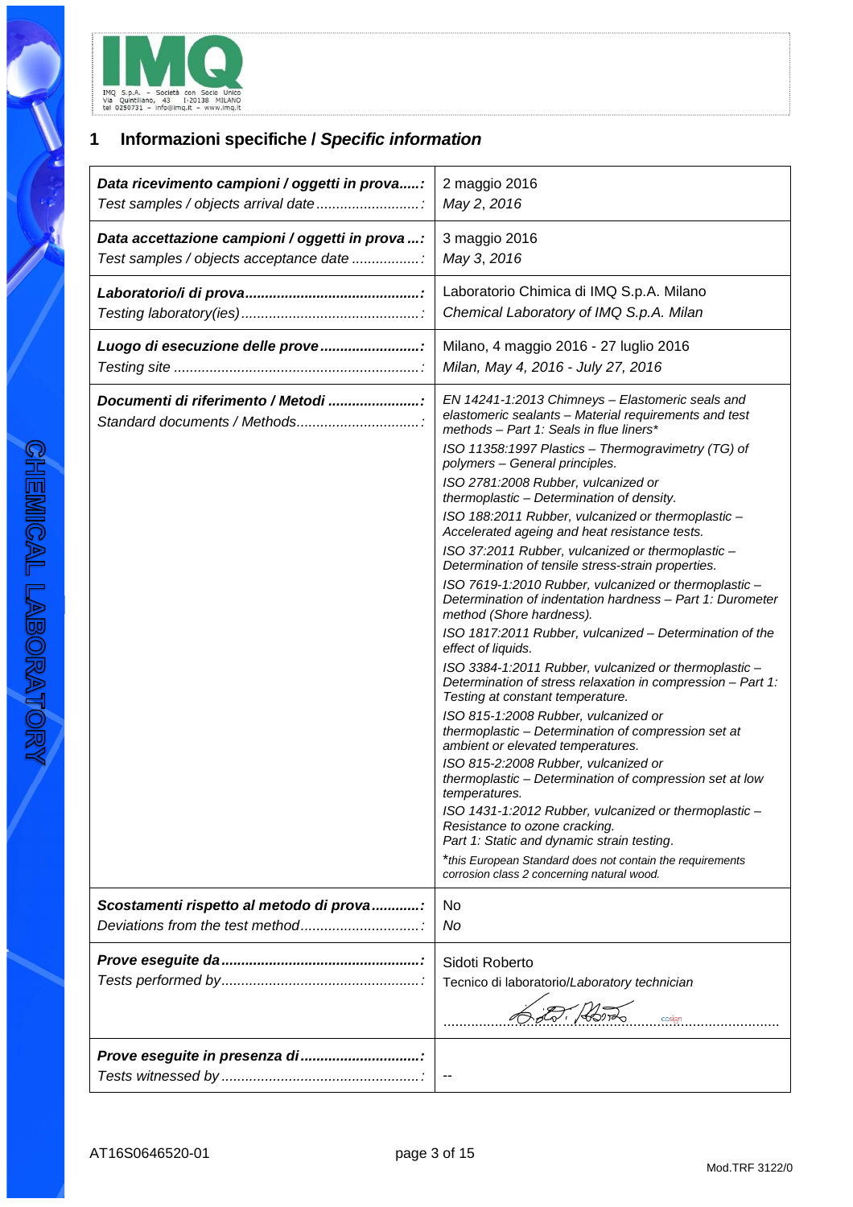## 1 Informazioni specifiche / *Specific information*

| | |
|---|---|
| **Data ricevimento campioni / oggetti in prova.....:** *Test samples / objects arrival date..........................:* | 2 maggio 2016 *May 2, 2016* |
| **Data accettazione campioni / oggetti in prova ...:** *Test samples / objects acceptance date .................:* | 3 maggio 2016 *May 3, 2016* |
| **Laboratorio/i di prova...........................................:** *Testing laboratory(ies)............................................:* | Laboratorio Chimica di IMQ S.p.A. Milano *Chemical Laboratory of IMQ S.p.A. Milan* |
| **Luogo di esecuzione delle prove.........................:** *Testing site .............................................................:* | Milano, 4 maggio 2016 - 27 luglio 2016 *Milan, May 4, 2016 - July 27, 2016* |
| **Documenti di riferimento / Metodi .......................:** *Standard documents / Methods..............................:* | *EN 14241-1:2013 Chimneys – Elastomeric seals and elastomeric sealants – Material requirements and test methods – Part 1: Seals in flue liners** <br> *ISO 11358:1997 Plastics – Thermogravimetry (TG) of polymers – General principles.* <br> *ISO 2781:2008 Rubber, vulcanized or thermoplastic – Determination of density.* <br> *ISO 188:2011 Rubber, vulcanized or thermoplastic – Accelerated ageing and heat resistance tests.* <br> *ISO 37:2011 Rubber, vulcanized or thermoplastic – Determination of tensile stress-strain properties.* <br> *ISO 7619-1:2010 Rubber, vulcanized or thermoplastic – Determination of indentation hardness – Part 1: Durometer method (Shore hardness).* <br> *ISO 1817:2011 Rubber, vulcanized – Determination of the effect of liquids.* <br> *ISO 3384-1:2011 Rubber, vulcanized or thermoplastic – Determination of stress relaxation in compression – Part 1: Testing at constant temperature.* <br> *ISO 815-1:2008 Rubber, vulcanized or thermoplastic – Determination of compression set at ambient or elevated temperatures.* <br> *ISO 815-2:2008 Rubber, vulcanized or thermoplastic – Determination of compression set at low temperatures.* <br> *ISO 1431-1:2012 Rubber, vulcanized or thermoplastic – Resistance to ozone cracking. Part 1: Static and dynamic strain testing.* <br> **this European Standard does not contain the requirements corrosion class 2 concerning natural wood.* |
| **Scostamenti rispetto al metodo di prova............:** *Deviations from the test method.............................:* | No *No* |
| **Prove eseguite da.................................................:** *Tests performed by.................................................:* | Sidoti Roberto <br> Tecnico di laboratorio/*Laboratory technician* <br> .............................................cosign............................. |
| **Prove eseguite in presenza di.............................:** *Tests witnessed by.................................................:* | -- |

AT16S0646520-01

Mod.TRF 3122/0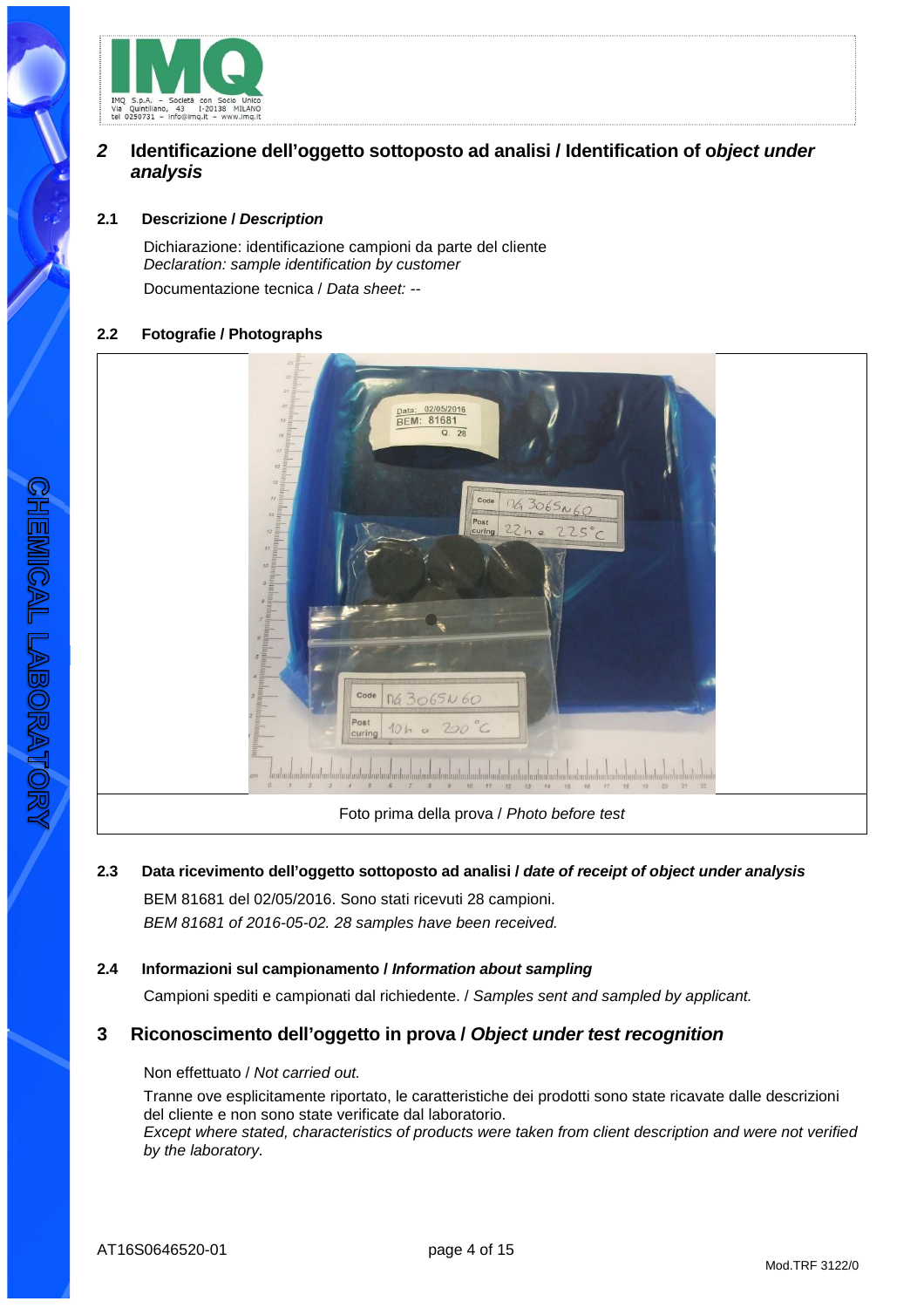## 2 Identificazione dell'oggetto sottoposto ad analisi / Identification of *object under analysis*

### 2.1 Descrizione / *Description*

Dichiarazione: identificazione campioni da parte del cliente
*Declaration: sample identification by customer*

Documentazione tecnica / *Data sheet: --*

### 2.2 Fotografie / Photographs

Foto prima della prova / *Photo before test*

### 2.3 Data ricevimento dell'oggetto sottoposto ad analisi / *date of receipt of object under analysis*

BEM 81681 del 02/05/2016. Sono stati ricevuti 28 campioni.
*BEM 81681 of 2016-05-02. 28 samples have been received.*

### 2.4 Informazioni sul campionamento / *Information about sampling*

Campioni spediti e campionati dal richiedente. / *Samples sent and sampled by applicant.*

## 3 Riconoscimento dell'oggetto in prova / *Object under test recognition*

Non effettuato / *Not carried out.*

Tranne ove esplicitamente riportato, le caratteristiche dei prodotti sono state ricavate dalle descrizioni del cliente e non sono state verificate dal laboratorio.
*Except where stated, characteristics of products were taken from client description and were not verified by the laboratory.*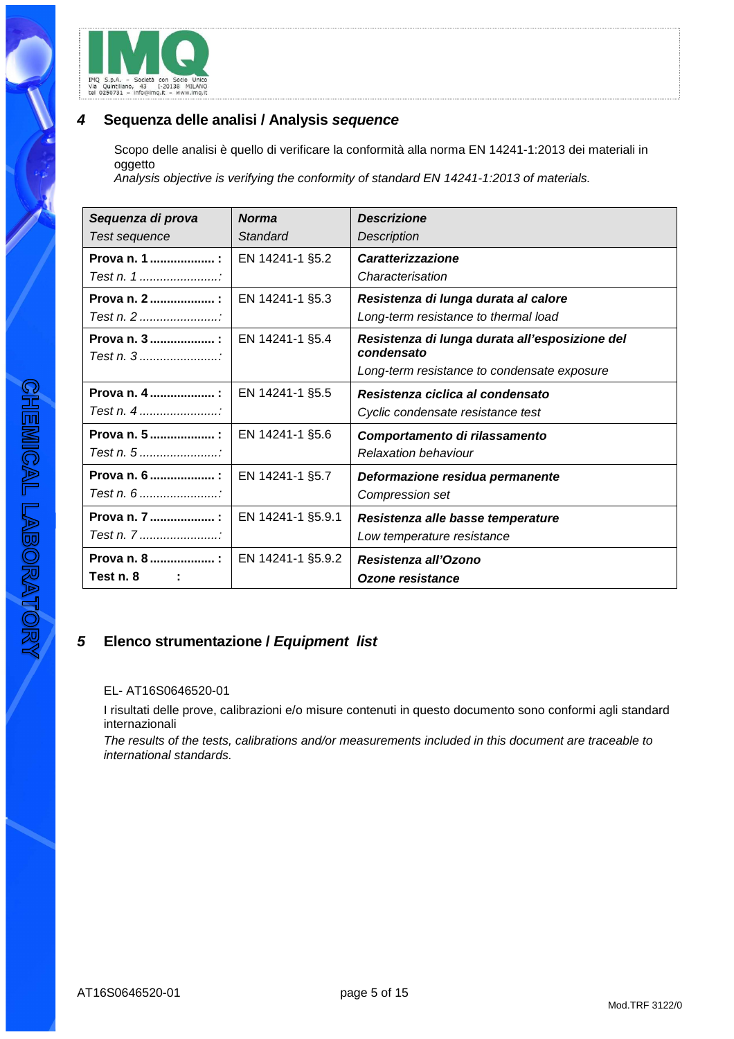## 4 Sequenza delle analisi / Analysis *sequence*

Scopo delle analisi è quello di verificare la conformità alla norma EN 14241-1:2013 dei materiali in oggetto
*Analysis objective is verifying the conformity of standard EN 14241-1:2013 of materials.*

| ***Sequenza di prova*** *Test sequence* | ***Norma*** *Standard* | ***Descrizione*** *Description* |
|---|---|---|
| **Prova n. 1 ................... :** *Test n. 1 .......................:* | EN 14241-1 §5.2 | ***Caratterizzazione*** *Characterisation* |
| **Prova n. 2 ................... :** *Test n. 2 .......................:* | EN 14241-1 §5.3 | ***Resistenza di lunga durata al calore*** *Long-term resistance to thermal load* |
| **Prova n. 3 ................... :** *Test n. 3 .......................:* | EN 14241-1 §5.4 | ***Resistenza di lunga durata all'esposizione del condensato*** *Long-term resistance to condensate exposure* |
| **Prova n. 4 ................... :** *Test n. 4 .......................:* | EN 14241-1 §5.5 | ***Resistenza ciclica al condensato*** *Cyclic condensate resistance test* |
| **Prova n. 5 ................... :** *Test n. 5 .......................:* | EN 14241-1 §5.6 | ***Comportamento di rilassamento*** *Relaxation behaviour* |
| **Prova n. 6 ................... :** *Test n. 6 .......................:* | EN 14241-1 §5.7 | ***Deformazione residua permanente*** *Compression set* |
| **Prova n. 7 ................... :** *Test n. 7 .......................:* | EN 14241-1 §5.9.1 | ***Resistenza alle basse temperature*** *Low temperature resistance* |
| **Prova n. 8 ................... :** **Test n. 8 :** | EN 14241-1 §5.9.2 | ***Resistenza all'Ozono*** ***Ozone resistance*** |

## 5 Elenco strumentazione / *Equipment list*

EL- AT16S0646520-01

I risultati delle prove, calibrazioni e/o misure contenuti in questo documento sono conformi agli standard internazionali
*The results of the tests, calibrations and/or measurements included in this document are traceable to international standards.*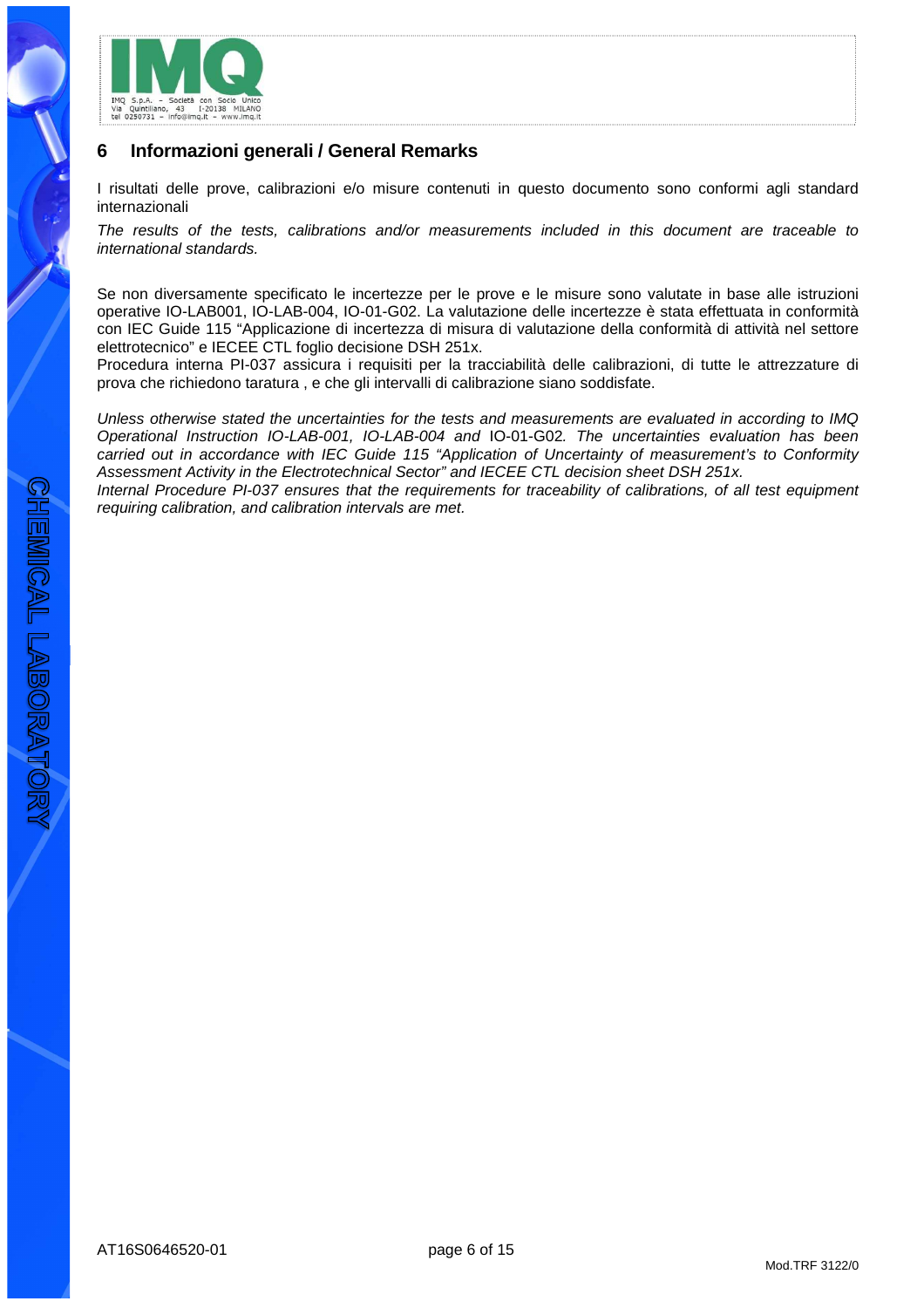## 6 Informazioni generali / General Remarks

I risultati delle prove, calibrazioni e/o misure contenuti in questo documento sono conformi agli standard internazionali

*The results of the tests, calibrations and/or measurements included in this document are traceable to international standards.*

Se non diversamente specificato le incertezze per le prove e le misure sono valutate in base alle istruzioni operative IO-LAB001, IO-LAB-004, IO-01-G02. La valutazione delle incertezze è stata effettuata in conformità con IEC Guide 115 "Applicazione di incertezza di misura di valutazione della conformità di attività nel settore elettrotecnico" e IECEE CTL foglio decisione DSH 251x.

Procedura interna PI-037 assicura i requisiti per la tracciabilità delle calibrazioni, di tutte le attrezzature di prova che richiedono taratura , e che gli intervalli di calibrazione siano soddisfate.

*Unless otherwise stated the uncertainties for the tests and measurements are evaluated in according to IMQ Operational Instruction IO-LAB-001, IO-LAB-004 and* IO-01-G02*. The uncertainties evaluation has been carried out in accordance with IEC Guide 115 "Application of Uncertainty of measurement's to Conformity Assessment Activity in the Electrotechnical Sector" and IECEE CTL decision sheet DSH 251x.*

*Internal Procedure PI-037 ensures that the requirements for traceability of calibrations, of all test equipment requiring calibration, and calibration intervals are met.*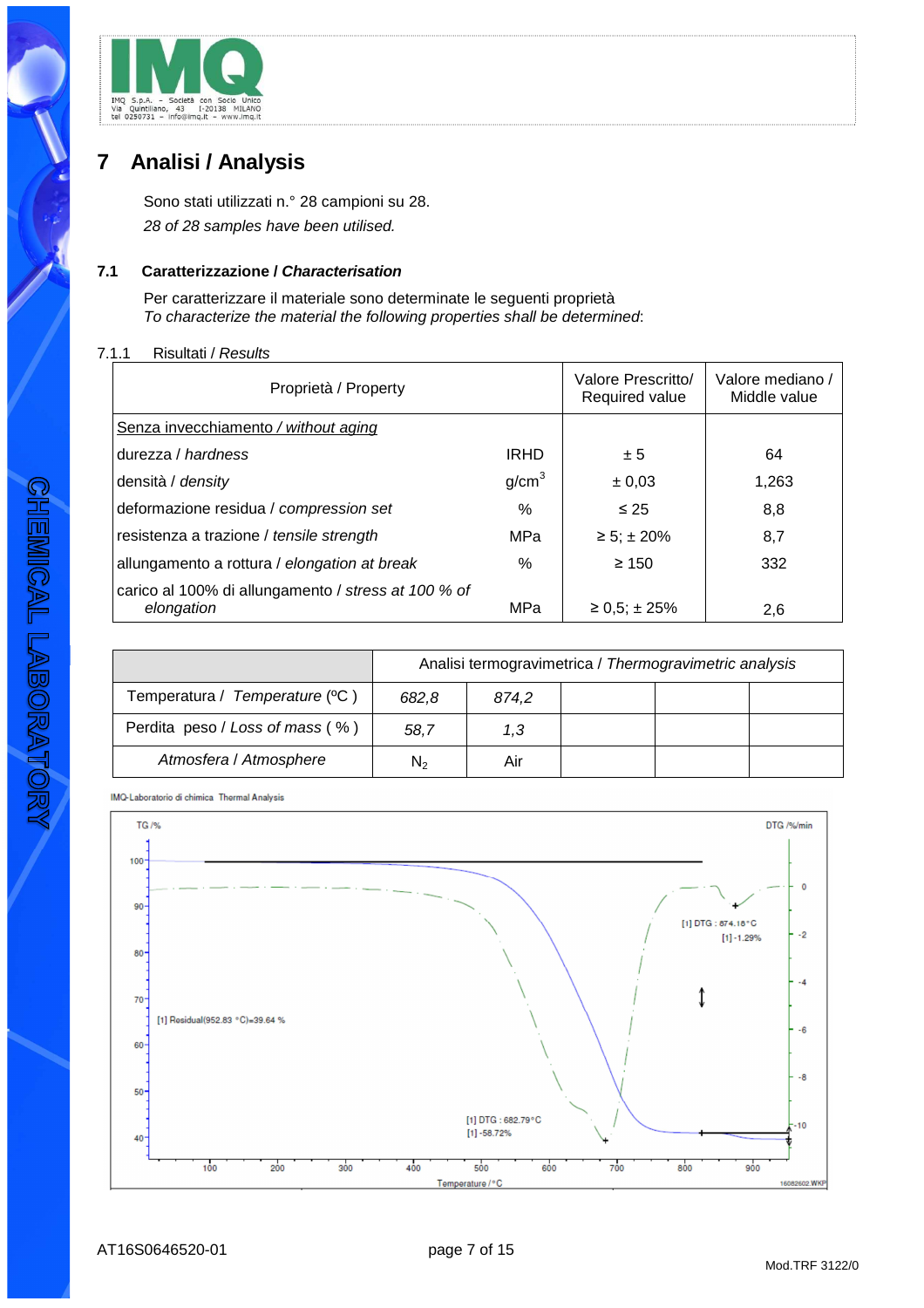# 7 Analisi / Analysis

Sono stati utilizzati n.° 28 campioni su 28.
*28 of 28 samples have been utilised.*

## 7.1 Caratterizzazione / *Characterisation*

Per caratterizzare il materiale sono determinate le seguenti proprietà
*To characterize the material the following properties shall be determined*:

### 7.1.1 Risultati / *Results*

| Proprietà / Property | | Valore Prescritto/ Required value | Valore mediano / Middle value |
|---|---|---|---|
| Senza invecchiamento / *without aging* | | | |
| durezza / *hardness* | IRHD | ± 5 | 64 |
| densità / *density* | g/cm$^3$ | ± 0,03 | 1,263 |
| deformazione residua / *compression set* | % | ≤ 25 | 8,8 |
| resistenza a trazione / *tensile strength* | MPa | ≥ 5; ± 20% | 8,7 |
| allungamento a rottura / *elongation at break* | % | ≥ 150 | 332 |
| carico al 100% di allungamento / *stress at 100 % of elongation* | MPa | ≥ 0,5; ± 25% | 2,6 |

| | Analisi termogravimetrica / *Thermogravimetric analysis* | | | | |
|---|---|---|---|---|---|
| Temperatura / *Temperature* (ºC ) | *682,8* | *874,2* | | | |
| Perdita peso / *Loss of mass* ( % ) | *58,7* | *1,3* | | | |
| *Atmosfera / Atmosphere* | $N_2$ | Air | | | |

IMQ-Laboratorio di chimica Thermal Analysis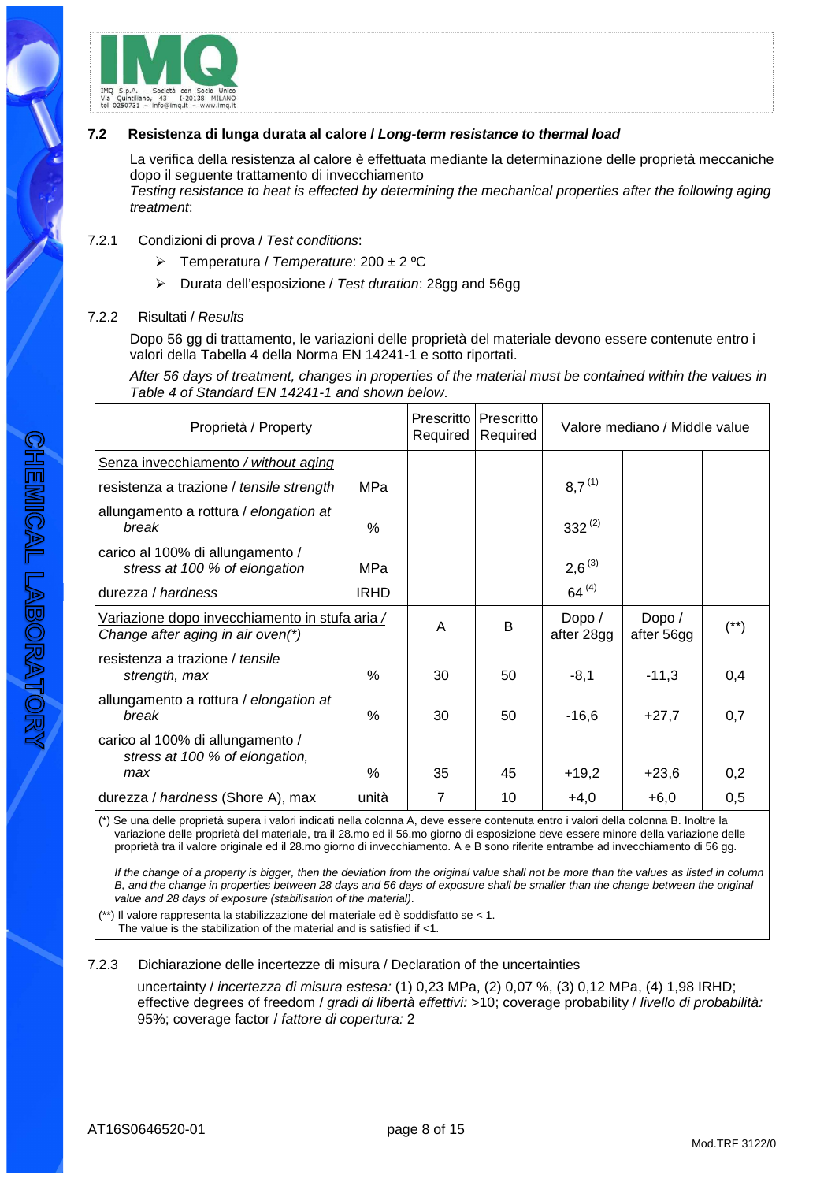## 7.2 Resistenza di lunga durata al calore / *Long-term resistance to thermal load*

La verifica della resistenza al calore è effettuata mediante la determinazione delle proprietà meccaniche dopo il seguente trattamento di invecchiamento
*Testing resistance to heat is effected by determining the mechanical properties after the following aging treatment*:

### 7.2.1 Condizioni di prova / *Test conditions*:

- Temperatura / *Temperature*: 200 ± 2 ºC
- Durata dell'esposizione / *Test duration*: 28gg and 56gg

### 7.2.2 Risultati / *Results*

Dopo 56 gg di trattamento, le variazioni delle proprietà del materiale devono essere contenute entro i valori della Tabella 4 della Norma EN 14241-1 e sotto riportati.

*After 56 days of treatment, changes in properties of the material must be contained within the values in Table 4 of Standard EN 14241-1 and shown below.*

| Proprietà / Property | | Prescritto Required | Prescritto Required | Valore mediano / Middle value | | |
|---|---|---|---|---|---|---|
| Senza invecchiamento / *without aging* | | | | | | |
| resistenza a trazione / *tensile strength* | MPa | | | 8,7 (1) | | |
| allungamento a rottura / *elongation at break* | % | | | 332 (2) | | |
| carico al 100% di allungamento / *stress at 100 % of elongation* | MPa | | | 2,6 (3) | | |
| durezza / *hardness* | IRHD | | | 64 (4) | | |
| Variazione dopo invecchiamento in stufa aria / *Change after aging in air oven(\*)* | | A | B | Dopo / after 28gg | Dopo / after 56gg | (\*\*) |
| resistenza a trazione / *tensile strength, max* | % | 30 | 50 | -8,1 | -11,3 | 0,4 |
| allungamento a rottura / *elongation at break* | % | 30 | 50 | -16,6 | +27,7 | 0,7 |
| carico al 100% di allungamento / *stress at 100 % of elongation, max* | % | 35 | 45 | +19,2 | +23,6 | 0,2 |
| durezza / *hardness* (Shore A), max | unità | 7 | 10 | +4,0 | +6,0 | 0,5 |

(*) Se una delle proprietà supera i valori indicati nella colonna A, deve essere contenuta entro i valori della colonna B. Inoltre la variazione delle proprietà del materiale, tra il 28.mo ed il 56.mo giorno di esposizione deve essere minore della variazione delle proprietà tra il valore originale ed il 28.mo giorno di invecchiamento. A e B sono riferite entrambe ad invecchiamento di 56 gg.

*If the change of a property is bigger, then the deviation from the original value shall not be more than the values as listed in column B, and the change in properties between 28 days and 56 days of exposure shall be smaller than the change between the original value and 28 days of exposure (stabilisation of the material).*

(**) Il valore rappresenta la stabilizzazione del materiale ed è soddisfatto se < 1.
The value is the stabilization of the material and is satisfied if <1.

### 7.2.3 Dichiarazione delle incertezze di misura / Declaration of the uncertainties

uncertainty / *incertezza di misura estesa:* (1) 0,23 MPa, (2) 0,07 %, (3) 0,12 MPa, (4) 1,98 IRHD; effective degrees of freedom / *gradi di libertà effettivi:* >10; coverage probability / *livello di probabilità:* 95%; coverage factor / *fattore di copertura:* 2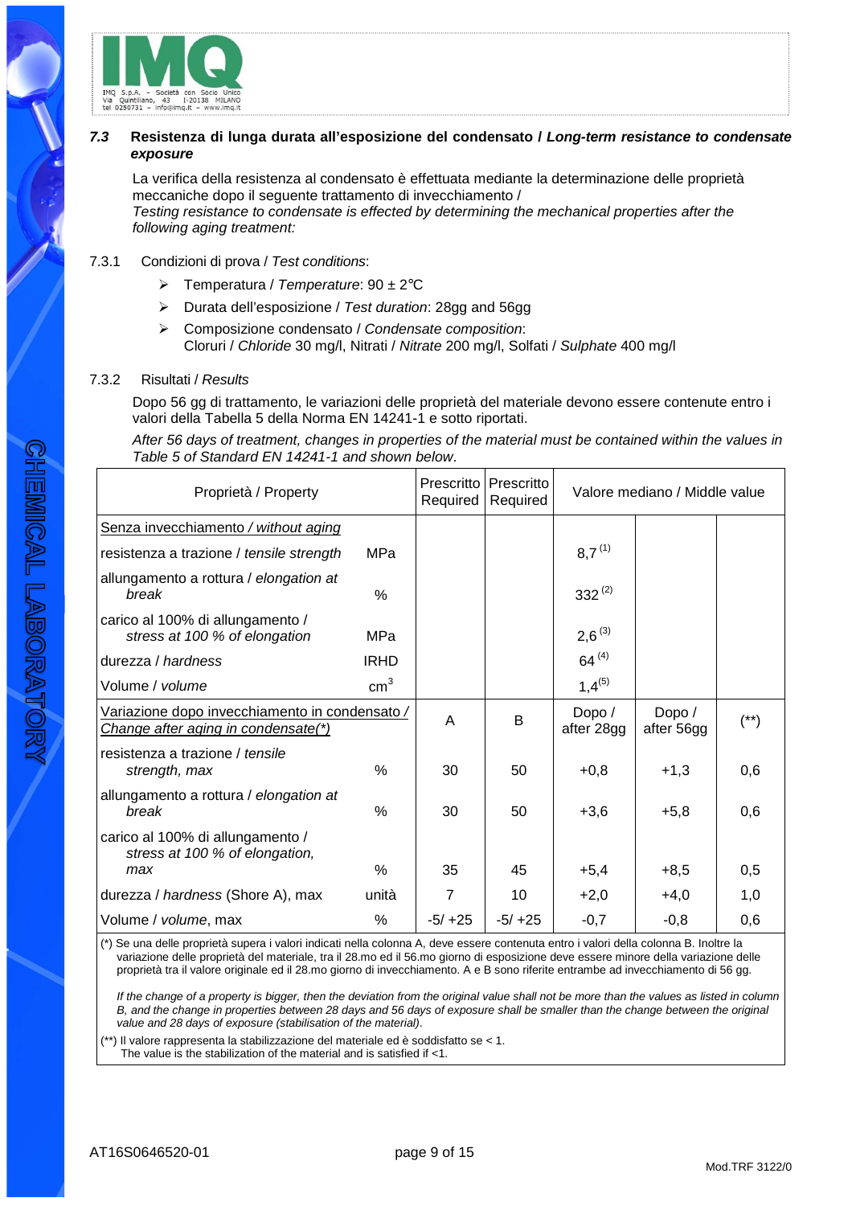### 7.3 Resistenza di lunga durata all'esposizione del condensato / *Long-term resistance to condensate exposure*

La verifica della resistenza al condensato è effettuata mediante la determinazione delle proprietà meccaniche dopo il seguente trattamento di invecchiamento /
*Testing resistance to condensate is effected by determining the mechanical properties after the following aging treatment:*

7.3.1 Condizioni di prova / *Test conditions*:

- Temperatura / *Temperature*: 90 ± 2°C
- Durata dell'esposizione / *Test duration*: 28gg and 56gg
- Composizione condensato / *Condensate composition*:
  Cloruri / *Chloride* 30 mg/l, Nitrati / *Nitrate* 200 mg/l, Solfati / *Sulphate* 400 mg/l

7.3.2 Risultati / *Results*

Dopo 56 gg di trattamento, le variazioni delle proprietà del materiale devono essere contenute entro i valori della Tabella 5 della Norma EN 14241-1 e sotto riportati.

*After 56 days of treatment, changes in properties of the material must be contained within the values in Table 5 of Standard EN 14241-1 and shown below.*

| Proprietà / Property | | Prescritto Required | Prescritto Required | Valore mediano / Middle value | | |
|---|---|---|---|---|---|---|
| Senza invecchiamento / *without aging* | | | | | | |
| resistenza a trazione / *tensile strength* | MPa | | | 8,7 (1) | | |
| allungamento a rottura / *elongation at break* | % | | | 332 (2) | | |
| carico al 100% di allungamento / *stress at 100 % of elongation* | MPa | | | 2,6 (3) | | |
| durezza / *hardness* | IRHD | | | 64 (4) | | |
| Volume / *volume* | $cm^3$ | | | 1,4(5) | | |
| Variazione dopo invecchiamento in condensato / *Change after aging in condensate(\*)* | | A | B | Dopo / after 28gg | Dopo / after 56gg | (\*\*) |
| resistenza a trazione / *tensile strength, max* | % | 30 | 50 | +0,8 | +1,3 | 0,6 |
| allungamento a rottura / *elongation at break* | % | 30 | 50 | +3,6 | +5,8 | 0,6 |
| carico al 100% di allungamento / *stress at 100 % of elongation, max* | % | 35 | 45 | +5,4 | +8,5 | 0,5 |
| durezza / *hardness* (Shore A), max | unità | 7 | 10 | +2,0 | +4,0 | 1,0 |
| Volume / *volume*, max | % | -5/ +25 | -5/ +25 | -0,7 | -0,8 | 0,6 |

(\*) Se una delle proprietà supera i valori indicati nella colonna A, deve essere contenuta entro i valori della colonna B. Inoltre la variazione delle proprietà del materiale, tra il 28.mo ed il 56.mo giorno di esposizione deve essere minore della variazione delle proprietà tra il valore originale ed il 28.mo giorno di invecchiamento. A e B sono riferite entrambe ad invecchiamento di 56 gg.

*If the change of a property is bigger, then the deviation from the original value shall not be more than the values as listed in column B, and the change in properties between 28 days and 56 days of exposure shall be smaller than the change between the original value and 28 days of exposure (stabilisation of the material).*

(\*\*) Il valore rappresenta la stabilizzazione del materiale ed è soddisfatto se < 1.
The value is the stabilization of the material and is satisfied if <1.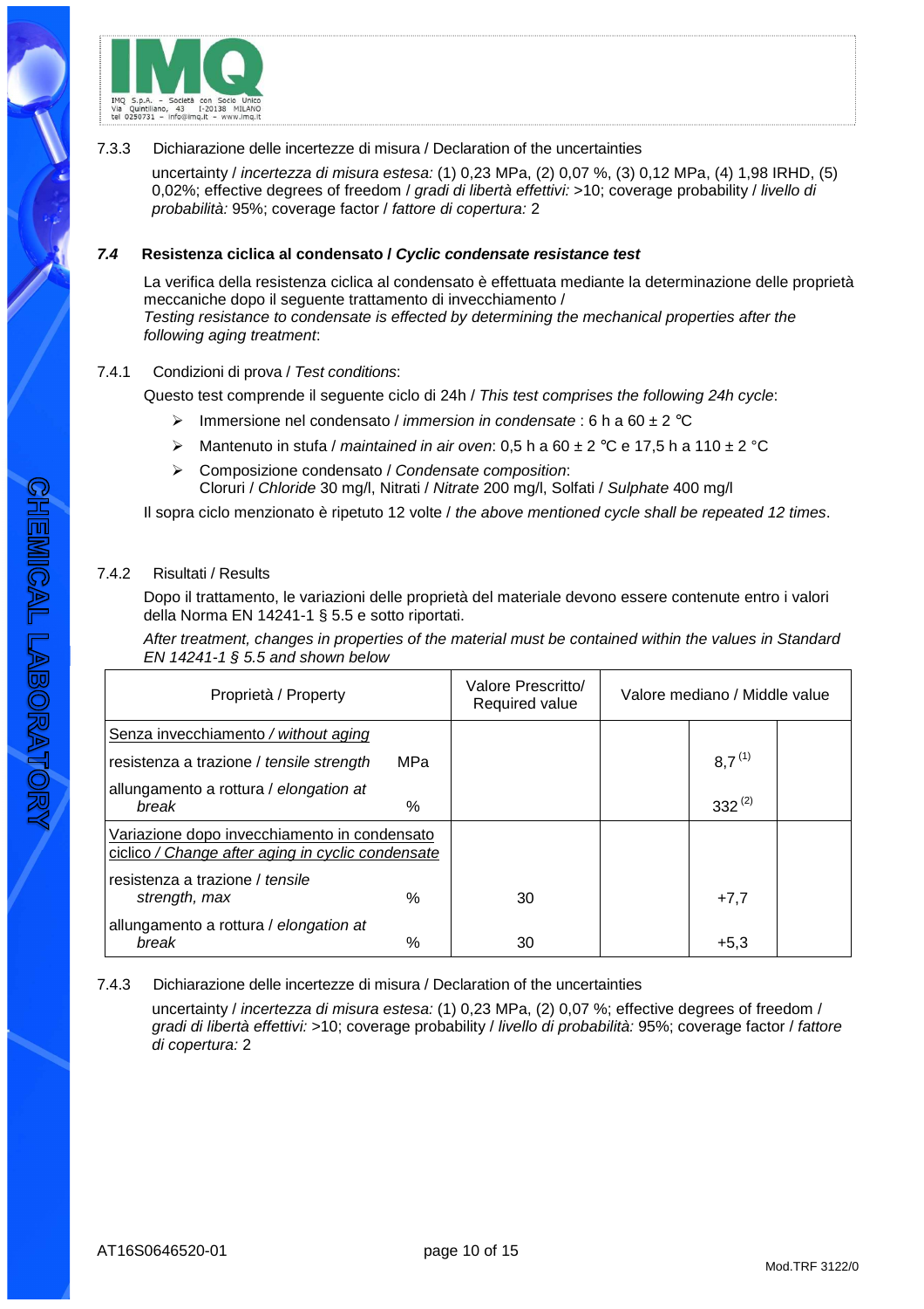7.3.3 Dichiarazione delle incertezze di misura / Declaration of the uncertainties

uncertainty / *incertezza di misura estesa:* (1) 0,23 MPa, (2) 0,07 %, (3) 0,12 MPa, (4) 1,98 IRHD, (5) 0,02%; effective degrees of freedom / *gradi di libertà effettivi:* >10; coverage probability / *livello di probabilità:* 95%; coverage factor / *fattore di copertura:* 2

### *7.4* Resistenza ciclica al condensato / *Cyclic condensate resistance test*

La verifica della resistenza ciclica al condensato è effettuata mediante la determinazione delle proprietà meccaniche dopo il seguente trattamento di invecchiamento /
*Testing resistance to condensate is effected by determining the mechanical properties after the following aging treatment*:

7.4.1 Condizioni di prova / *Test conditions*:

Questo test comprende il seguente ciclo di 24h / *This test comprises the following 24h cycle*:

- Immersione nel condensato / *immersion in condensate* : 6 h a 60 ± 2 °C
- Mantenuto in stufa / *maintained in air oven*: 0,5 h a 60 ± 2 °C e 17,5 h a 110 ± 2 °C
- Composizione condensato / *Condensate composition*:
  Cloruri / *Chloride* 30 mg/l, Nitrati / *Nitrate* 200 mg/l, Solfati / *Sulphate* 400 mg/l

Il sopra ciclo menzionato è ripetuto 12 volte / *the above mentioned cycle shall be repeated 12 times*.

7.4.2 Risultati / Results

Dopo il trattamento, le variazioni delle proprietà del materiale devono essere contenute entro i valori della Norma EN 14241-1 § 5.5 e sotto riportati.

*After treatment, changes in properties of the material must be contained within the values in Standard EN 14241-1 § 5.5 and shown below*

| Proprietà / Property | | Valore Prescritto/ Required value | Valore mediano / Middle value | | |
|---|---|---|---|---|---|
| Senza invecchiamento / *without aging* | | | | | |
| resistenza a trazione / *tensile strength* | MPa | | | 8,7 (1) | |
| allungamento a rottura / *elongation at break* | % | | | 332 (2) | |
| Variazione dopo invecchiamento in condensato ciclico / *Change after aging in cyclic condensate* | | | | | |
| resistenza a trazione / *tensile strength, max* | % | 30 | | +7,7 | |
| allungamento a rottura / *elongation at break* | % | 30 | | +5,3 | |

7.4.3 Dichiarazione delle incertezze di misura / Declaration of the uncertainties

uncertainty / *incertezza di misura estesa:* (1) 0,23 MPa, (2) 0,07 %; effective degrees of freedom / *gradi di libertà effettivi:* >10; coverage probability / *livello di probabilità:* 95%; coverage factor / *fattore di copertura:* 2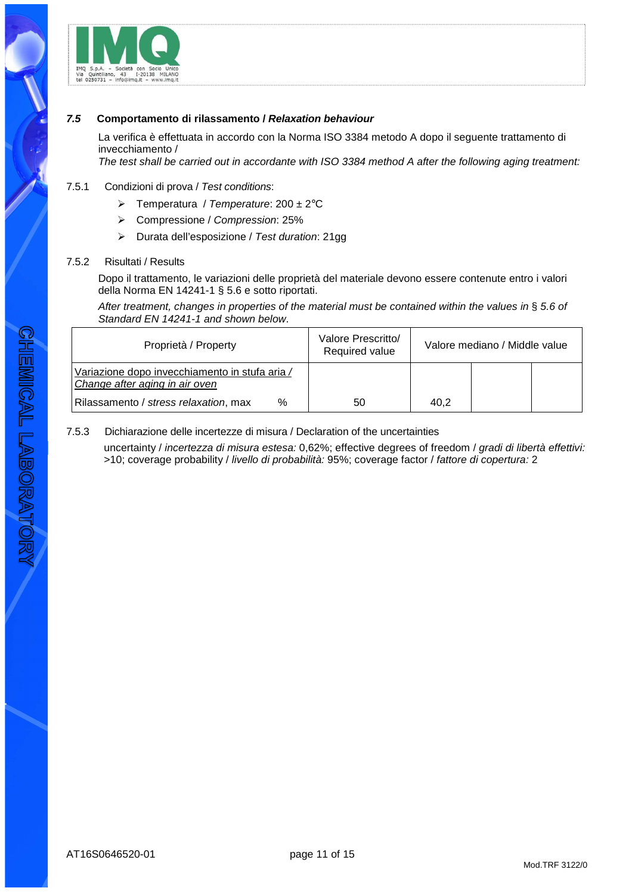### *7.5* Comportamento di rilassamento / *Relaxation behaviour*

La verifica è effettuata in accordo con la Norma ISO 3384 metodo A dopo il seguente trattamento di invecchiamento /
*The test shall be carried out in accordante with ISO 3384 method A after the following aging treatment:*

7.5.1 Condizioni di prova / *Test conditions*:

- Temperatura / *Temperature*: 200 ± 2°C
- Compressione / *Compression*: 25%
- Durata dell'esposizione / *Test duration*: 21gg

7.5.2 Risultati / Results

Dopo il trattamento, le variazioni delle proprietà del materiale devono essere contenute entro i valori della Norma EN 14241-1 § 5.6 e sotto riportati.

*After treatment, changes in properties of the material must be contained within the values in* § *5.6 of Standard EN 14241-1 and shown below*.

| Proprietà / Property | | Valore Prescritto/ Required value | Valore mediano / Middle value | | |
|---|---|---|---|---|---|
| Variazione dopo invecchiamento in stufa aria / *Change after aging in air oven* | | | | | |
| Rilassamento / *stress relaxation*, max | % | 50 | 40,2 | | |

7.5.3 Dichiarazione delle incertezze di misura / Declaration of the uncertainties

uncertainty / *incertezza di misura estesa:* 0,62%; effective degrees of freedom / *gradi di libertà effettivi:* >10; coverage probability / *livello di probabilità:* 95%; coverage factor / *fattore di copertura:* 2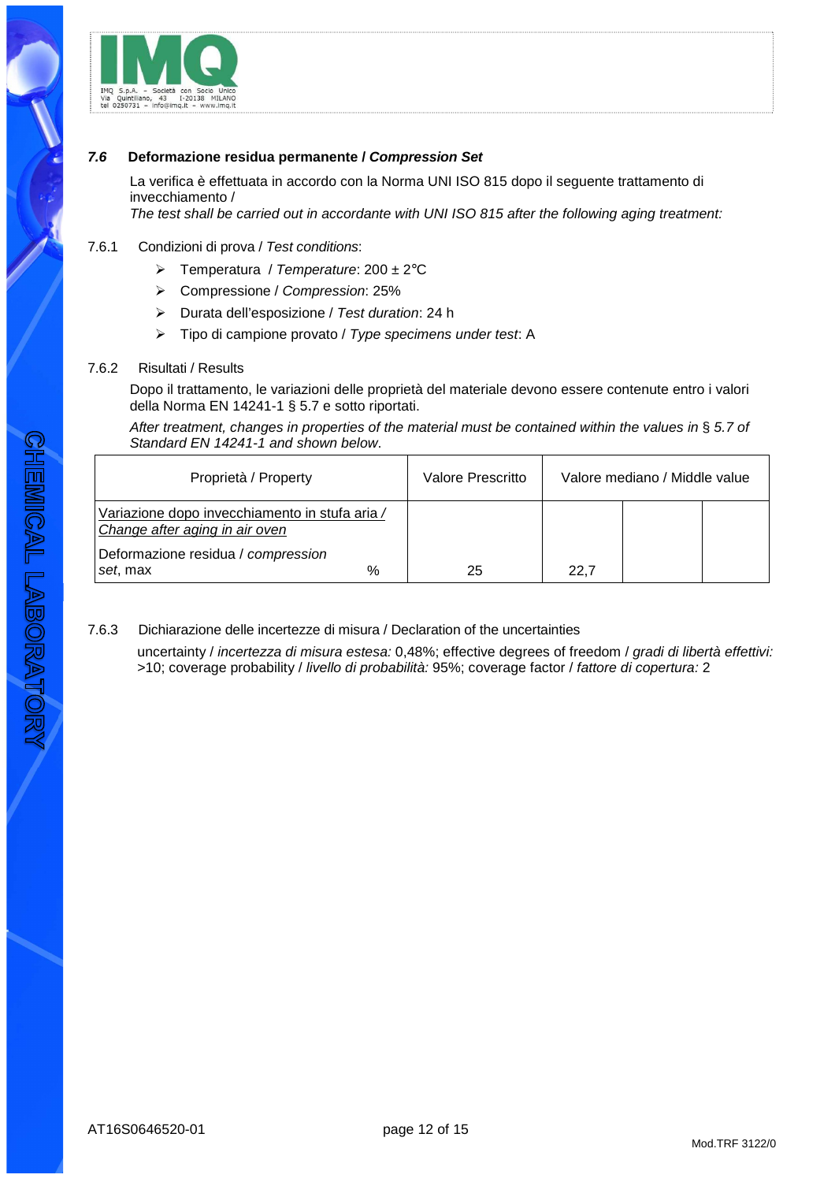### *7.6* Deformazione residua permanente / *Compression Set*

La verifica è effettuata in accordo con la Norma UNI ISO 815 dopo il seguente trattamento di invecchiamento /
*The test shall be carried out in accordante with UNI ISO 815 after the following aging treatment:*

7.6.1 Condizioni di prova / *Test conditions*:

- Temperatura / *Temperature*: 200 ± 2°C
- Compressione / *Compression*: 25%
- Durata dell'esposizione / *Test duration*: 24 h
- Tipo di campione provato / *Type specimens under test*: A

7.6.2 Risultati / Results

Dopo il trattamento, le variazioni delle proprietà del materiale devono essere contenute entro i valori della Norma EN 14241-1 § 5.7 e sotto riportati.

*After treatment, changes in properties of the material must be contained within the values in § 5.7 of Standard EN 14241-1 and shown below.*

| Proprietà / Property | | Valore Prescritto | Valore mediano / Middle value | | |
|---|---|---|---|---|---|
| Variazione dopo invecchiamento in stufa aria / *Change after aging in air oven* | | | | | |
| Deformazione residua / *compression set*, max | % | 25 | 22,7 | | |

7.6.3 Dichiarazione delle incertezze di misura / Declaration of the uncertainties

uncertainty / *incertezza di misura estesa:* 0,48%; effective degrees of freedom / *gradi di libertà effettivi:* >10; coverage probability / *livello di probabilità:* 95%; coverage factor / *fattore di copertura:* 2

AT16S0646520-01

Mod.TRF 3122/0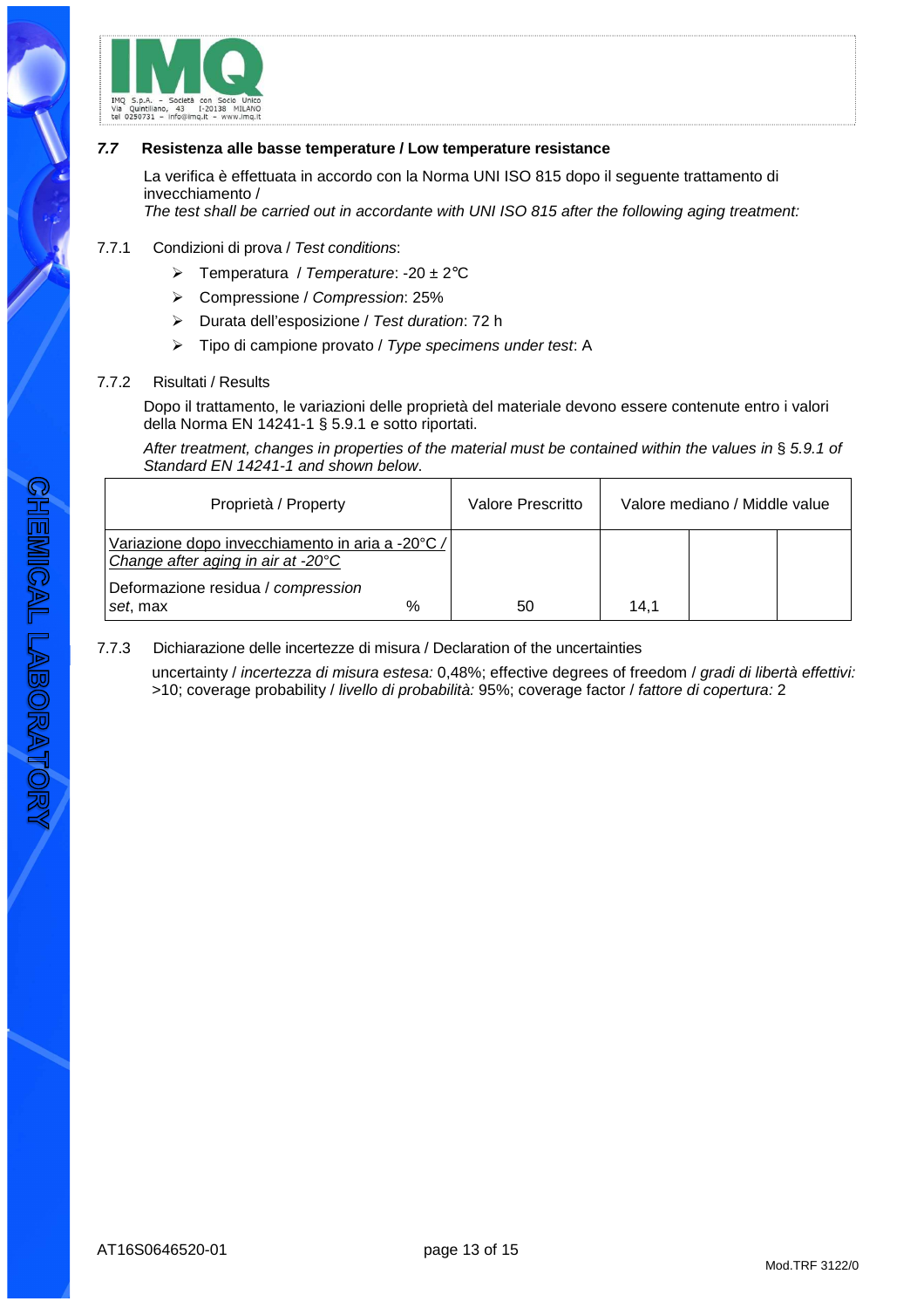### *7.7* Resistenza alle basse temperature / Low temperature resistance

La verifica è effettuata in accordo con la Norma UNI ISO 815 dopo il seguente trattamento di invecchiamento /
*The test shall be carried out in accordante with UNI ISO 815 after the following aging treatment:*

7.7.1 Condizioni di prova / *Test conditions*:

- Temperatura / *Temperature*: -20 ± 2°C
- Compressione / *Compression*: 25%
- Durata dell'esposizione / *Test duration*: 72 h
- Tipo di campione provato / *Type specimens under test*: A

7.7.2 Risultati / Results

Dopo il trattamento, le variazioni delle proprietà del materiale devono essere contenute entro i valori della Norma EN 14241-1 § 5.9.1 e sotto riportati.

*After treatment, changes in properties of the material must be contained within the values in § 5.9.1 of Standard EN 14241-1 and shown below.*

| Proprietà / Property | | Valore Prescritto | Valore mediano / Middle value | | |
|---|---|---|---|---|---|
| Variazione dopo invecchiamento in aria a -20°C / *Change after aging in air at -20°C* | | | | | |
| Deformazione residua / *compression set*, max | % | 50 | 14,1 | | |

7.7.3 Dichiarazione delle incertezze di misura / Declaration of the uncertainties

uncertainty / *incertezza di misura estesa:* 0,48%; effective degrees of freedom / *gradi di libertà effettivi:* >10; coverage probability / *livello di probabilità:* 95%; coverage factor / *fattore di copertura:* 2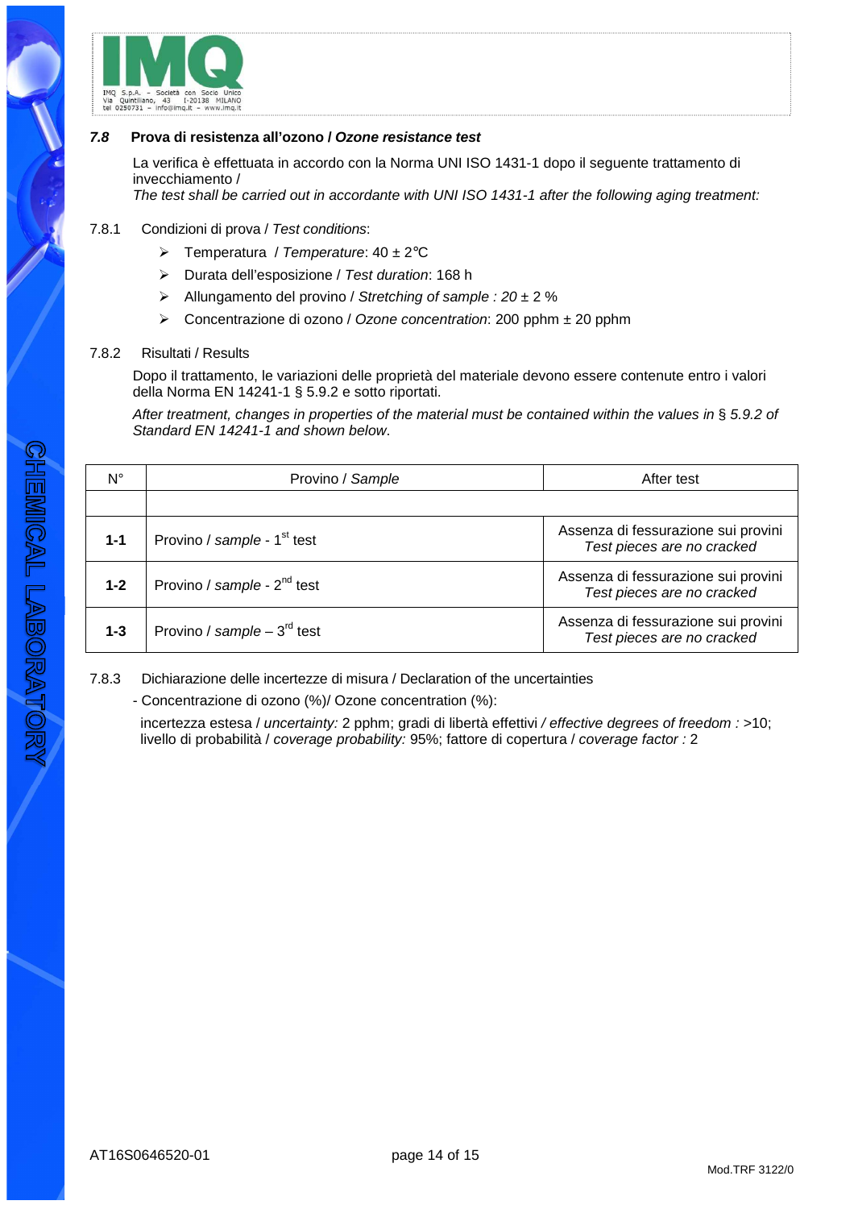### 7.8 Prova di resistenza all'ozono / *Ozone resistance test*

La verifica è effettuata in accordo con la Norma UNI ISO 1431-1 dopo il seguente trattamento di invecchiamento /
*The test shall be carried out in accordante with UNI ISO 1431-1 after the following aging treatment:*

7.8.1 Condizioni di prova / *Test conditions*:

- Temperatura / *Temperature*: 40 ± 2°C
- Durata dell'esposizione / *Test duration*: 168 h
- Allungamento del provino / *Stretching of sample : 20* ± 2 %
- Concentrazione di ozono / *Ozone concentration*: 200 pphm ± 20 pphm

7.8.2 Risultati / Results

Dopo il trattamento, le variazioni delle proprietà del materiale devono essere contenute entro i valori della Norma EN 14241-1 § 5.9.2 e sotto riportati.

*After treatment, changes in properties of the material must be contained within the values in § 5.9.2 of Standard EN 14241-1 and shown below.*

| N° | Provino / *Sample* | After test |
|---|---|---|
| | | |
| **1-1** | Provino / *sample* - 1st test | Assenza di fessurazione sui provini *Test pieces are no cracked* |
| **1-2** | Provino / *sample* - 2nd test | Assenza di fessurazione sui provini *Test pieces are no cracked* |
| **1-3** | Provino / *sample* – 3rd test | Assenza di fessurazione sui provini *Test pieces are no cracked* |

7.8.3 Dichiarazione delle incertezze di misura / Declaration of the uncertainties

- Concentrazione di ozono (%)/ Ozone concentration (%):

incertezza estesa / *uncertainty:* 2 pphm; gradi di libertà effettivi */ effective degrees of freedom :* >10; livello di probabilità / *coverage probability:* 95%; fattore di copertura / *coverage factor :* 2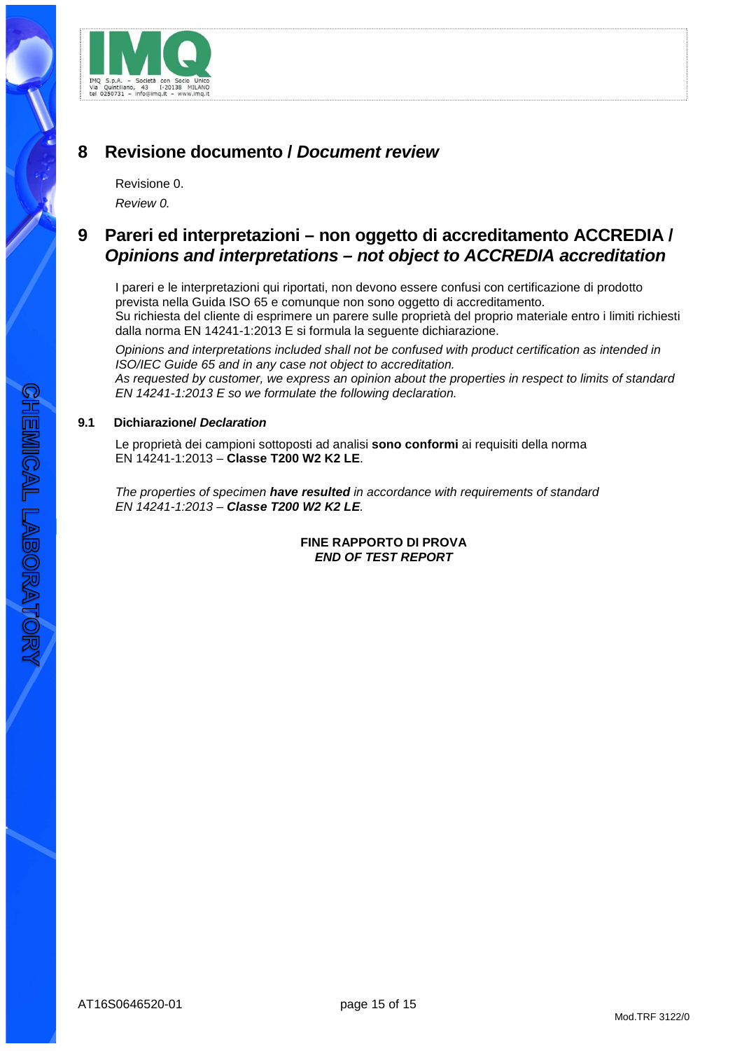## 8 Revisione documento / *Document review*

Revisione 0.

*Review 0.*

## 9 Pareri ed interpretazioni – non oggetto di accreditamento ACCREDIA / *Opinions and interpretations – not object to ACCREDIA accreditation*

I pareri e le interpretazioni qui riportati, non devono essere confusi con certificazione di prodotto prevista nella Guida ISO 65 e comunque non sono oggetto di accreditamento.
Su richiesta del cliente di esprimere un parere sulle proprietà del proprio materiale entro i limiti richiesti dalla norma EN 14241-1:2013 E si formula la seguente dichiarazione.

*Opinions and interpretations included shall not be confused with product certification as intended in ISO/IEC Guide 65 and in any case not object to accreditation.*
*As requested by customer, we express an opinion about the properties in respect to limits of standard EN 14241-1:2013 E so we formulate the following declaration.*

### 9.1 Dichiarazione/ *Declaration*

Le proprietà dei campioni sottoposti ad analisi **sono conformi** ai requisiti della norma EN 14241-1:2013 – **Classe T200 W2 K2 LE**.

*The properties of specimen **have resulted** in accordance with requirements of standard EN 14241-1:2013 – **Classe T200 W2 K2 LE**.*

**FINE RAPPORTO DI PROVA**
***END OF TEST REPORT***